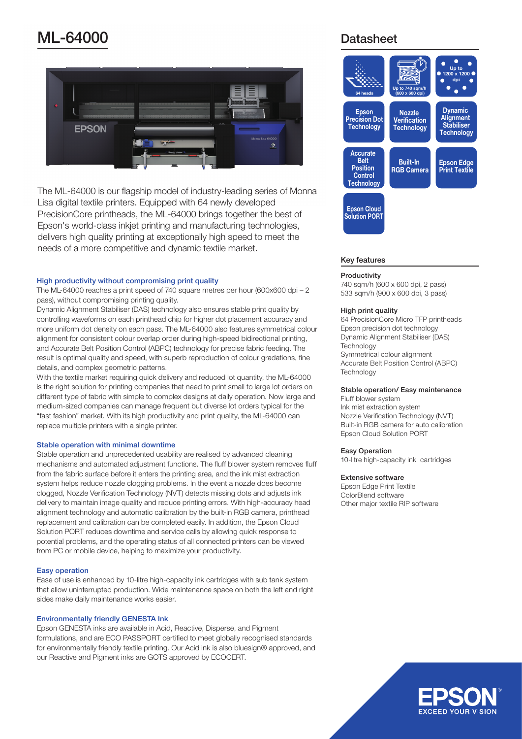# ML-64000

The ML-64000 is our flagship model of industry-leading series of Monna Lisa digital textile printers. Equipped with 64 newly developed PrecisionCore printheads, the ML-64000 brings together the best of Epson's world-class inkjet printing and manufacturing technologies, delivers high quality printing at exceptionally high speed to meet the needs of a more competitive and dynamic textile market.

### High productivity without compromising print quality

The ML-64000 reaches a print speed of 740 square metres per hour (600x600 dpi – 2 pass), without compromising printing quality.

Dynamic Alignment Stabiliser (DAS) technology also ensures stable print quality by controlling waveforms on each printhead chip for higher dot placement accuracy and more uniform dot density on each pass. The ML-64000 also features symmetrical colour alignment for consistent colour overlap order during high-speed bidirectional printing, and Accurate Belt Position Control (ABPC) technology for precise fabric feeding. The result is optimal quality and speed, with superb reproduction of colour gradations, fine details, and complex geometric patterns.

With the textile market requiring quick delivery and reduced lot quantity, the ML-64000 is the right solution for printing companies that need to print small to large lot orders on different type of fabric with simple to complex designs at daily operation. Now large and medium-sized companies can manage frequent but diverse lot orders typical for the "fast fashion" market. With its high productivity and print quality, the ML-64000 can replace multiple printers with a single printer.

### Stable operation with minimal downtime

Stable operation and unprecedented usability are realised by advanced cleaning mechanisms and automated adjustment functions. The fluff blower system removes fluff from the fabric surface before it enters the printing area, and the ink mist extraction system helps reduce nozzle clogging problems. In the event a nozzle does become clogged, Nozzle Verification Technology (NVT) detects missing dots and adjusts ink delivery to maintain image quality and reduce printing errors. With high-accuracy head alignment technology and automatic calibration by the built-in RGB camera, printhead replacement and calibration can be completed easily. In addition, the Epson Cloud Solution PORT reduces downtime and service calls by allowing quick response to potential problems, and the operating status of all connected printers can be viewed from PC or mobile device, helping to maximize your productivity.

### Easy operation

Ease of use is enhanced by 10-litre high-capacity ink cartridges with sub tank system that allow uninterrupted production. Wide maintenance space on both the left and right sides make daily maintenance works easier.

### Environmentally friendly GENESTA Ink

Epson GENESTA inks are available in Acid, Reactive, Disperse, and Pigment formulations, and are ECO PASSPORT certified to meet globally recognised standards for environmentally friendly textile printing. Our Acid ink is also bluesign® approved, and our Reactive and Pigment inks are GOTS approved by ECOCERT.

## Datasheet

64 heads

Up to 740 sqm/h (600 x 600 dpi)

Up to 1200 x 1200 dpi

Epson Precision Dot Technology

Nozzle Verification Technology

Dynamic Alignment Stabiliser Technology

Accurate Belt Position Control Technology

Built-In RGB Camera

Epson Edge Print Textile

Epson Cloud Solution PORT

### Key features

**Productivity**
740 sqm/h (600 x 600 dpi, 2 pass)
533 sqm/h (900 x 600 dpi, 3 pass)

**High print quality**
64 PrecisionCore Micro TFP printheads
Epson precision dot technology
Dynamic Alignment Stabiliser (DAS) Technology
Symmetrical colour alignment
Accurate Belt Position Control (ABPC) Technology

**Stable operation/ Easy maintenance**
Fluff blower system
Ink mist extraction system
Nozzle Verification Technology (NVT)
Built-in RGB camera for auto calibration
Epson Cloud Solution PORT

**Easy Operation**
10-litre high-capacity ink cartridges

**Extensive software**
Epson Edge Print Textile
ColorBlend software
Other major textile RIP software

EPSON
EXCEED YOUR VISION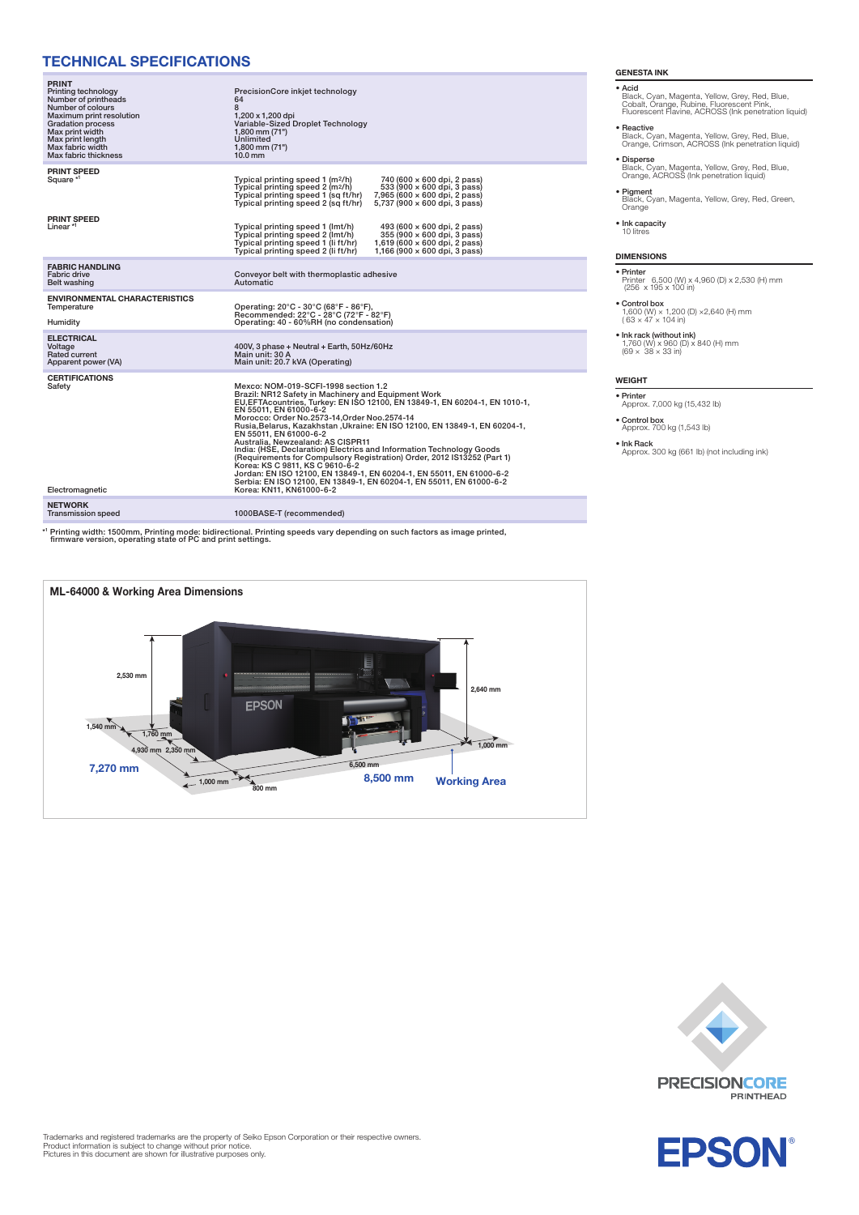## TECHNICAL SPECIFICATIONS

| | |
|---|---|
| **PRINT** | |
| Printing technology | PrecisionCore inkjet technology |
| Number of printheads | 64 |
| Number of colours | 8 |
| Maximum print resolution | 1,200 x 1,200 dpi |
| Gradation process | Variable-Sized Droplet Technology |
| Max print width | 1,800 mm (71") |
| Max print length | Unlimited |
| Max fabric width | 1,800 mm (71") |
| Max fabric thickness | 10.0 mm |
| **PRINT SPEED** | |
| Square *1 | Typical printing speed 1 ($m^2$/h) 740 (600 × 600 dpi, 2 pass)<br>Typical printing speed 2 ($m^2$/h) 533 (900 × 600 dpi, 3 pass)<br>Typical printing speed 1 (sq ft/hr) 7,965 (600 × 600 dpi, 2 pass)<br>Typical printing speed 2 (sq ft/hr) 5,737 (900 × 600 dpi, 3 pass) |
| **PRINT SPEED** | |
| Linear *1 | Typical printing speed 1 (lmt/h) 493 (600 × 600 dpi, 2 pass)<br>Typical printing speed 2 (lmt/h) 355 (900 × 600 dpi, 3 pass)<br>Typical printing speed 1 (li ft/hr) 1,619 (600 × 600 dpi, 2 pass)<br>Typical printing speed 2 (li ft/hr) 1,166 (900 × 600 dpi, 3 pass) |
| **FABRIC HANDLING** | |
| Fabric drive | Conveyor belt with thermoplastic adhesive |
| Belt washing | Automatic |
| **ENVIRONMENTAL CHARACTERISTICS** | |
| Temperature | Operating: 20°C - 30°C (68°F - 86°F),<br>Recommended: 22°C - 28°C (72°F - 82°F) |
| Humidity | Operating: 40 - 60%RH (no condensation) |
| **ELECTRICAL** | |
| Voltage | 400V, 3 phase + Neutral + Earth, 50Hz/60Hz |
| Rated current | Main unit: 30 A |
| Apparent power (VA) | Main unit: 20.7 kVA (Operating) |
| **CERTIFICATIONS** | |
| Safety | Mexco: NOM-019-SCFI-1998 section 1.2<br>Brazil: NR12 Safety in Machinery and Equipment Work<br>EU,EFTAcountries, Turkey: EN ISO 12100, EN 13849-1, EN 60204-1, EN 1010-1, EN 55011, EN 61000-6-2<br>Morocco: Order No.2573-14,Order Noo.2574-14<br>Rusia,Belarus, Kazakhstan ,Ukraine: EN ISO 12100, EN 13849-1, EN 60204-1, EN 55011, EN 61000-6-2<br>Australia, Newzealand: AS CISPR11<br>India: (HSE, Declaration) Electrics and Information Technology Goods (Requirements for Compulsory Registration) Order, 2012 IS13252 (Part 1)<br>Korea: KS C 9811, KS C 9610-6-2<br>Jordan: EN ISO 12100, EN 13849-1, EN 60204-1, EN 55011, EN 61000-6-2<br>Serbia: EN ISO 12100, EN 13849-1, EN 60204-1, EN 55011, EN 61000-6-2 |
| Electromagnetic | Korea: KN11, KN61000-6-2 |
| **NETWORK** | |
| Transmission speed | 1000BASE-T (recommended) |

*1 Printing width: 1500mm, Printing mode: bidirectional. Printing speeds vary depending on such factors as image printed, firmware version, operating state of PC and print settings.

### ML-64000 & Working Area Dimensions

2,530 mm
2,640 mm
1,540 mm
1,760 mm
4,930 mm
2,350 mm
1,000 mm
7,270 mm
6,500 mm
1,000 mm
800 mm
8,500 mm
Working Area

### GENESTA INK

- Acid
  Black, Cyan, Magenta, Yellow, Grey, Red, Blue, Cobalt, Orange, Rubine, Fluorescent Pink, Fluorescent Flavine, ACROSS (Ink penetration liquid)
- Reactive
  Black, Cyan, Magenta, Yellow, Grey, Red, Blue, Orange, Crimson, ACROSS (Ink penetration liquid)
- Disperse
  Black, Cyan, Magenta, Yellow, Grey, Red, Blue, Orange, ACROSS (Ink penetration liquid)
- Pigment
  Black, Cyan, Magenta, Yellow, Grey, Red, Green, Orange
- Ink capacity
  10 litres

### DIMENSIONS

- Printer
  Printer 6,500 (W) x 4,960 (D) x 2,530 (H) mm (256 x 195 x 100 in)
- Control box
  1,600 (W) × 1,200 (D) ×2,640 (H) mm (63 × 47 × 104 in)
- Ink rack (without ink)
  1,760 (W) x 960 (D) x 840 (H) mm (69 × 38 × 33 in)

### WEIGHT

- Printer
  Approx. 7,000 kg (15,432 lb)
- Control box
  Approx. 700 kg (1,543 lb)
- Ink Rack
  Approx. 300 kg (661 lb) (not including ink)

PRECISIONCORE PRINTHEAD

Trademarks and registered trademarks are the property of Seiko Epson Corporation or their respective owners.
Product information is subject to change without prior notice.
Pictures in this document are shown for illustrative purposes only.

EPSON®